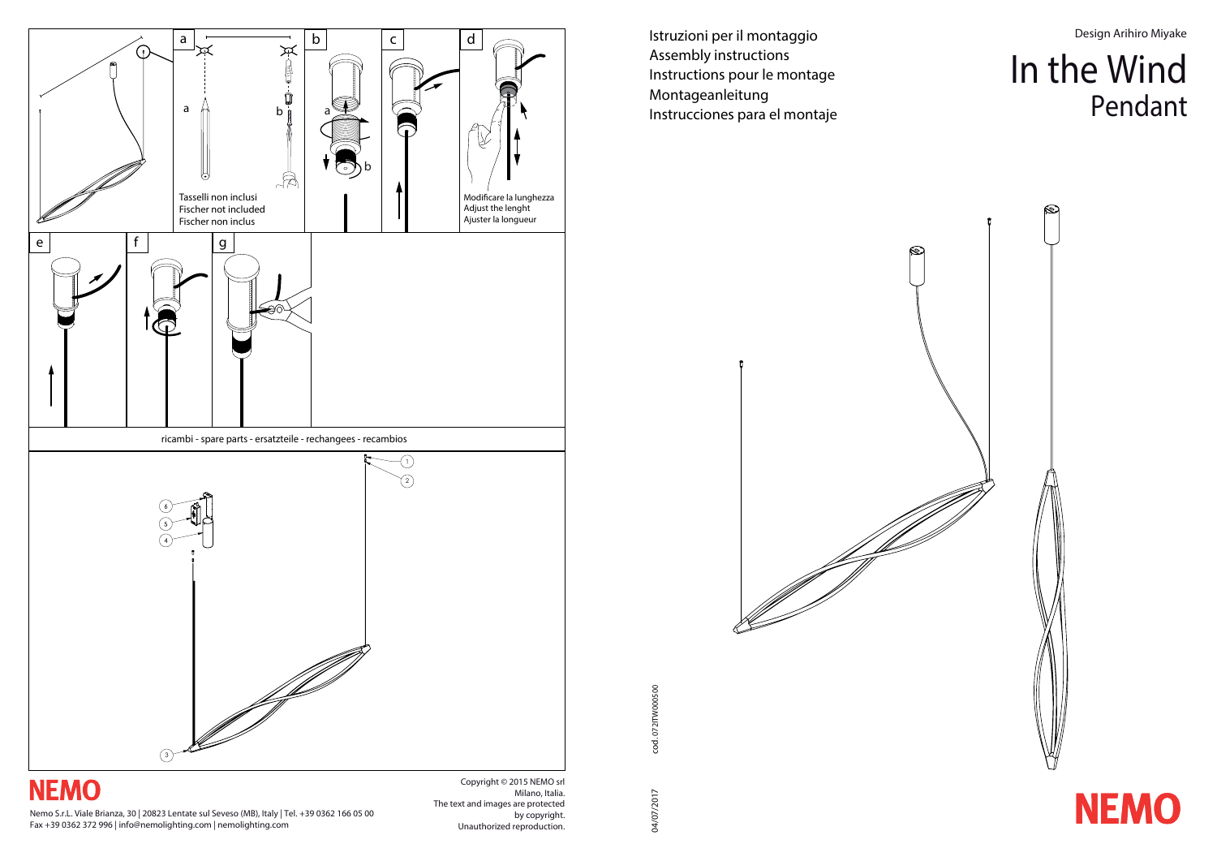Istruzioni per il montaggio
Assembly instructions
Instructions pour le montage
Montageanleitung
Instrucciones para el montaje

Design Arihiro Miyake

# In the Wind
## Pendant

a

Tasselli non inclusi
Fischer not included
Fischer non inclus

b

c

d

Modificare la lunghezza
Adjust the lenght
Ajuster la longueur

e

f

g

ricambi - spare parts - ersatzteile - rechangees - recambios

1 2 3 4 5 6

cod. 072ITW000500

04/07/2017

NEMO

Nemo S.r.L. Viale Brianza, 30 | 20823 Lentate sul Seveso (MB), Italy | Tel. +39 0362 166 05 00
Fax +39 0362 372 996 | info@nemolighting.com | nemolighting.com

Copyright © 2015 NEMO srl
Milano, Italia.
The text and images are protected
by copyright.
Unauthorized reproduction.

NEMO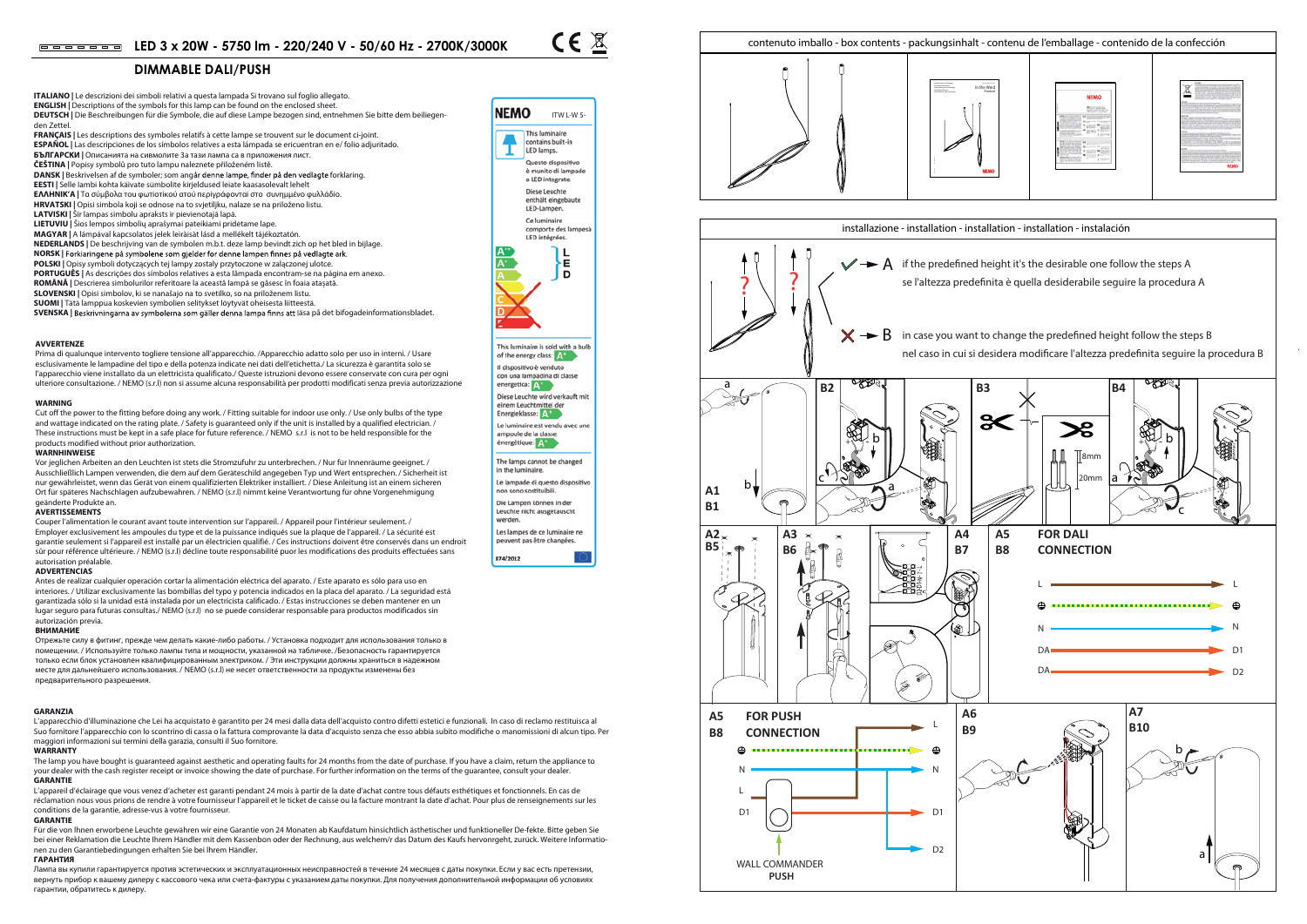## LED 3 x 20W - 5750 lm - 220/240 V - 50/60 Hz - 2700K/3000K

## DIMMABLE DALI/PUSH

**ITALIANO** | Le descrizioni dei simboli relativi a questa lampada Si trovano sul foglio allegato.
**ENGLISH** | Descriptions of the symbols for this lamp can be found on the enclosed sheet.
**DEUTSCH** | Die Beschreibungen für die Symbole, die auf diese Lampe bezogen sind, entnehmen Sie bitte dem beiliegenden Zettel.
**FRANÇAIS** | Les descriptions des symboles relatifs à cette lampe se trouvent sur le document ci-joint.
**ESPAÑOL** | Las descripciones de los símbolos relativas a esta lámpada se ericuentran en e/ folio adjuritado.
**БЪЛГАРСКИ** | Описанията на символите За тази лампа са в приложения лист.
**ČEŠTINA** | Popisy symbolů pro tuto lampu naleznete přiloženém listě.
**DANSK** | Beskrivelsen af de symboler; som angår denne lampe, finder på den vedlagte forklaring.
**EESTI** | Selle lambi kohta käivate sümbolite kirjeldused leiate kaasasolevalt lehelt
**ΕΛΛΗΝΙΚ'Α** | Τα σύμβολα του φωτιστικού στού περιγράφονται στο συνημμένο φυλλάδιο.
**HRVATSKI** | Opisi simbola koji se odnose na to svjetiljku, nalaze se na priloženo listu.
**LATVISKI** | Šīr lampas simbolu apraksts ir pievienotajā lapā.
**LIETUVIU** | Šios lempos simbolių aprašymai pateikiami pridetame lape.
**MAGYAR** | A lámpával kapcsolatos jelek leírásàt lásd a mellékelt tájékoztatón.
**NEDERLANDS** | De beschrijving van de symbolen m.b.t. deze lamp bevindt zich op het bled in bijlage.
**NORSK** | Forklaringene på symbolene som gjelder for denne lampen finnes på vedlagte ark.
**POLSKI** | Opisy symboli dotyczących tej lampy zostały przytoczone w załączonej ulotce.
**PORTUGUÊS** | As descrições dos símbolos relatives a esta lâmpada encontram-se na página em anexo.
**ROMÂNĂ** | Descrierea simbolurilor referitoare la această lampă se găsesc în foaia ataşată.
**SLOVENSKI** | Opisi simbolov, ki se nanašajo na to svetilko, so na priloženem listu.
**SUOMI** | Tätä lamppua koskevien symbolien selitykset löytyvät oheisesta liitteestä.
**SVENSKA** | Beskrivningarna av symbolerna som gäller denna lampa finns att läsa på det bifogadeinformationsbladet.

NEMO ITW L-W 5-

This luminaire contains built-in LED lamps.
Questo dispositivo è munito di lampade a LED integrate.
Diese Leuchte enthält eingebaute LED-Lampen.
Ce luminaire comporte des lampes à LED intégrées.

A++ A+ A B C D E — L E D

This luminaire is sold with a bulb of the energy class: A+
Il dispositivo è venduto con una lampadina di classe energetica: A+
Diese Leuchte wird verkauft mit einem Leuchtmittel der Energieklasse: A+
Le luminaire est vendu avec une ampoule de la classe énergétique: A+

The lamps cannot be changed in the luminaire.
Le lampade di questo dispositivo non sono sostituibili.
Die Lampen können in der Leuchte nicht ausgetauscht werden.
Les lampes de ce luminaire ne peuvent pas être changées.

874/2012

### AVVERTENZE
Prima di qualunque intervento togliere tensione all'apparecchio. /Apparecchio adatto solo per uso in interni. / Usare esclusivamente le lampadine del tipo e della potenza indicate nei dati dell'etichetta./ La sicurezza è garantita solo se l'apparecchio viene installato da un elettricista qualificato./ Queste istruzioni devono essere conservate con cura per ogni ulteriore consultazione. / NEMO (s.r.l) non si assume alcuna responsabilità per prodotti modificati senza previa autorizzazione

### WARNING
Cut off the power to the fitting before doing any work. / Fitting suitable for indoor use only. / Only use bulbs of the type and wattage indicated on the rating plate. / Safety is guaranteed only if the unit is installed by a qualified electrician. / These instructions must be kept in a safe place for future reference. / NEMO s.r.l is not to be held responsible for the products modified without prior authorization.

### WARNHINWEISE
Vor jeglichen Arbeiten an den Leuchten ist stets die Stromzufuhr zu unterbrechen. / Nur für Innenräume geeignet. / Ausschließlich Lampen verwenden, die dem auf dem Geräteschild angegebenen Typ und Leistung entsprechen. / Sicherheit ist nur gewährleistet, wenn das Gerät von einem qualifizierten Elektriker installiert. / Diese Anleitung ist an einem sicheren Ort für späteres Nachschlagen aufzubewahren. / NEMO (s.r.l) nimmt keine Verantwortung für ohne Vorgenehmigung geänderte Produkte an.

### AVERTISSEMENTS
Couper l'alimentation le courant avant toute intervention sur l'appareil. / Appareil pour l'intérieur seulement. / Employer exclusivement les ampoules du type et de la puissance indiquées sue la plaque de l'appareil. / La sécurité est garantie seulement si l'appareil est installé par un électricien qualifié. / Ces instructions doivent être conservés dans un endroit sûr pour référence ultérieure. / NEMO (s.r.l) décline toute responsabilité pour les modifications des produits effectuées sans autorisation préalable.

### ADVERTENCIAS
Antes de realizar cualquier operación cortar la alimentación eléctrica del aparato. / Este aparato es sólo para uso en interiores. / Utilizar exclusivamente las bombillas del typo y potencia indicados en la placa del aparato. / La seguridad está garantizada sólo si la unidad está instalada por un electricista calificado. / Estas instrucciones se deben mantener en un lugar seguro para futuras consultas./ NEMO (s.r.l) no se puede considerar responsable para productos modificados sin autorización previa.

### ВНИМАНИЕ
Отрежьте силу в фитинг, прежде чем делать какие-либо работы. / Установка подходит для использования только в помещении. / Используйте только лампы типа и мощности, указанной на табличке. /Безопасность гарантируется только если блок установлен квалифицированным электриком. / Эти инструкции должны храниться в надежном месте для дальнейшего использования. / NEMO (s.r.l) не несет ответственности за продукты изменены без предварительного разрешения.

### GARANZIA
L'apparecchio d'illuminazione che Lei ha acquistato è garantito per 24 mesi dalla data dell'acquisto contro difetti estetici e funzionali. In caso di reclamo restituisca al Suo fornitore l'apparecchio con lo scontrino di cassa o la fattura comprovante la data d'acquisto senza che esso abbia subito modifiche o manomissioni di alcun tipo. Per maggiori informazioni sui termini della garazia, consulti il Suo fornitore.

### WARRANTY
The lamp you have bought is guaranteed against aesthetic and operating faults for 24 months from the date of purchase. If you have a claim, return the appliance to your dealer with the cash register receipt or invoice showing the date of purchase. For further information on the terms of the guarantee, consult your dealer.

### GARANTIE
L'appareil d'éclairage que vous venez d'acheter est garanti pendant 24 mois à partir de la date d'achat contre tous défauts esthétiques et fonctionnels. En cas de réclamation nous vous prions de rendre à votre fournisseur l'appareil et le ticket de caisse ou la facture montrant la date d'achat. Pour plus de renseignements sur les conditions de la garantie, adresse-vus à votre fournisseur.

### GARANTIE
Für die von Ihnen erworbene Leuchte gewähren wir eine Garantie von 24 Monaten ab Kaufdatum hinsichtlich ästhetischer und funktioneller De-fekte. Bitte geben Sie bei einer Reklamation die Leuchte Ihrem Händler mit dem Kassenbon oder der Rechnung, aus welchem/r das Datum des Kaufs hervorgeht, zurück. Weitere Informationen zu den Garantiebedingungen erhalten Sie bei Ihrem Händler.

### ГАРАНТИЯ
Лампа вы купили гарантируется против эстетических и эксплуатационных неисправностей в течение 24 месяцев с даты покупки. Если у вас есть претензии, вернуть прибор к вашему дилеру с кассового чека или счета-фактуры с указанием даты покупки. Для получения дополнительной информации об условиях гарантии, обратитесь к дилеру.

## contenuto imballo - box contents - packungsinhalt - contenu de l'emballage - contenido de la confección

## installazione - installation - installation - installation - instalación

A — if the predefined height it's the desirable one follow the steps A
se l'altezza predefinita è quella desiderabile seguire la procedura A

B — in case you want to change the predefined height follow the steps B
nel caso in cui si desidera modificare l'altezza predefinita seguire la procedura B

A1 B1 — B2 — B3 — B4

8mm 20mm

A2 B5 — A3 B6 — A4 B7 — A5 B8

### FOR DALI CONNECTION
L — L
⏚ — ⏚
N — N
DA — D1
DA — D2

### A5 B8 FOR PUSH CONNECTION
⏚ — ⏚
N — N
L — L
D1 — D1
D2
WALL COMMANDER PUSH

A6 B9 — A7 B10